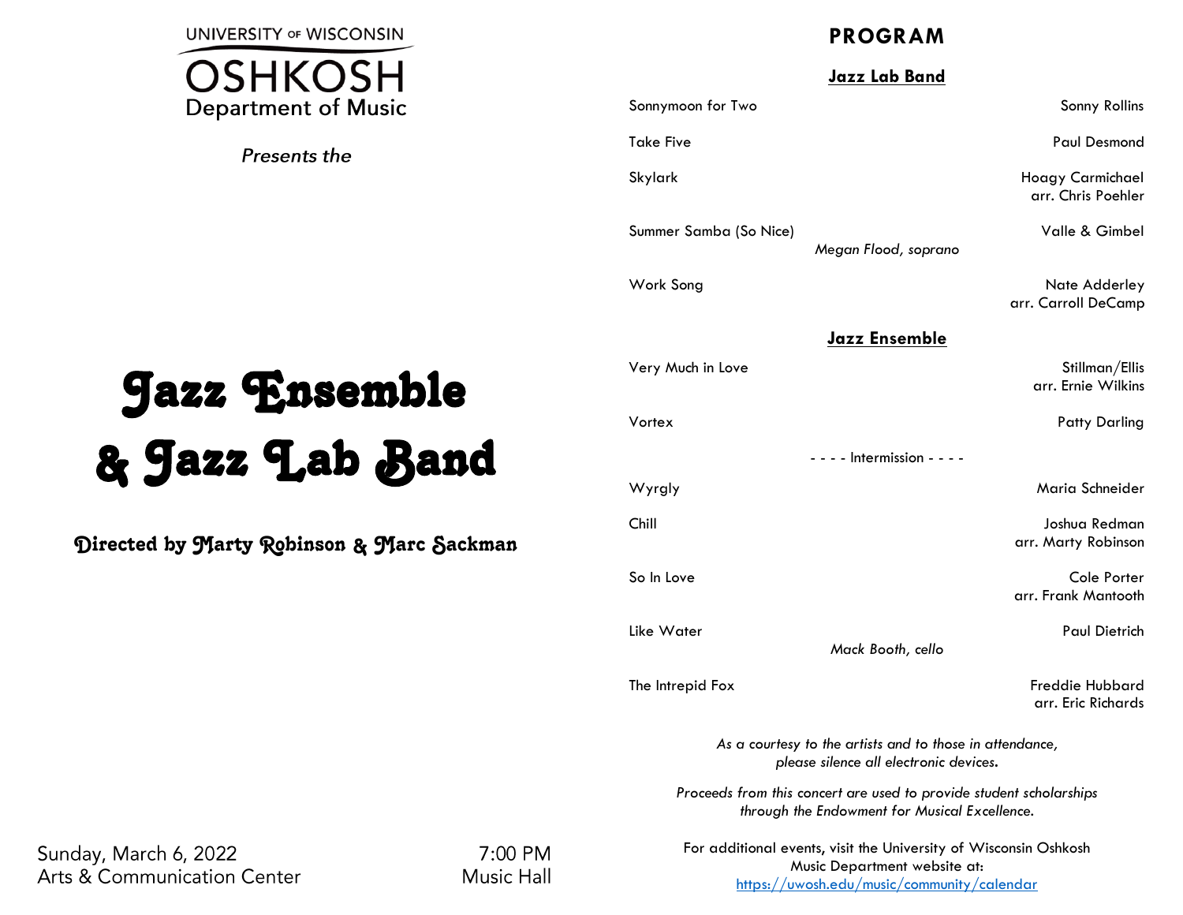UNIVERSITY OF WISCONSIN
OSHKOSH
Department of Music

*Presents the*

# Jazz Ensemble & Jazz Lab Band

### Directed by Marty Robinson & Marc Sackman

Sunday, March 6, 2022 — 7:00 PM
Arts & Communication Center — Music Hall

## PROGRAM

### Jazz Lab Band

| | |
|---|---|
| Sonnymoon for Two | Sonny Rollins |
| Take Five | Paul Desmond |
| Skylark | Hoagy Carmichael<br>arr. Chris Poehler |
| Summer Samba (So Nice)<br>*Megan Flood, soprano* | Valle & Gimbel |
| Work Song | Nate Adderley<br>arr. Carroll DeCamp |

### Jazz Ensemble

| | |
|---|---|
| Very Much in Love | Stillman/Ellis<br>arr. Ernie Wilkins |
| Vortex | Patty Darling |

- - - - Intermission - - - -

| | |
|---|---|
| Wyrgly | Maria Schneider |
| Chill | Joshua Redman<br>arr. Marty Robinson |
| So In Love | Cole Porter<br>arr. Frank Mantooth |
| Like Water<br>*Mack Booth, cello* | Paul Dietrich |
| The Intrepid Fox | Freddie Hubbard<br>arr. Eric Richards |

*As a courtesy to the artists and to those in attendance, please silence all electronic devices.*

*Proceeds from this concert are used to provide student scholarships through the Endowment for Musical Excellence.*

For additional events, visit the University of Wisconsin Oshkosh Music Department website at: https://uwosh.edu/music/community/calendar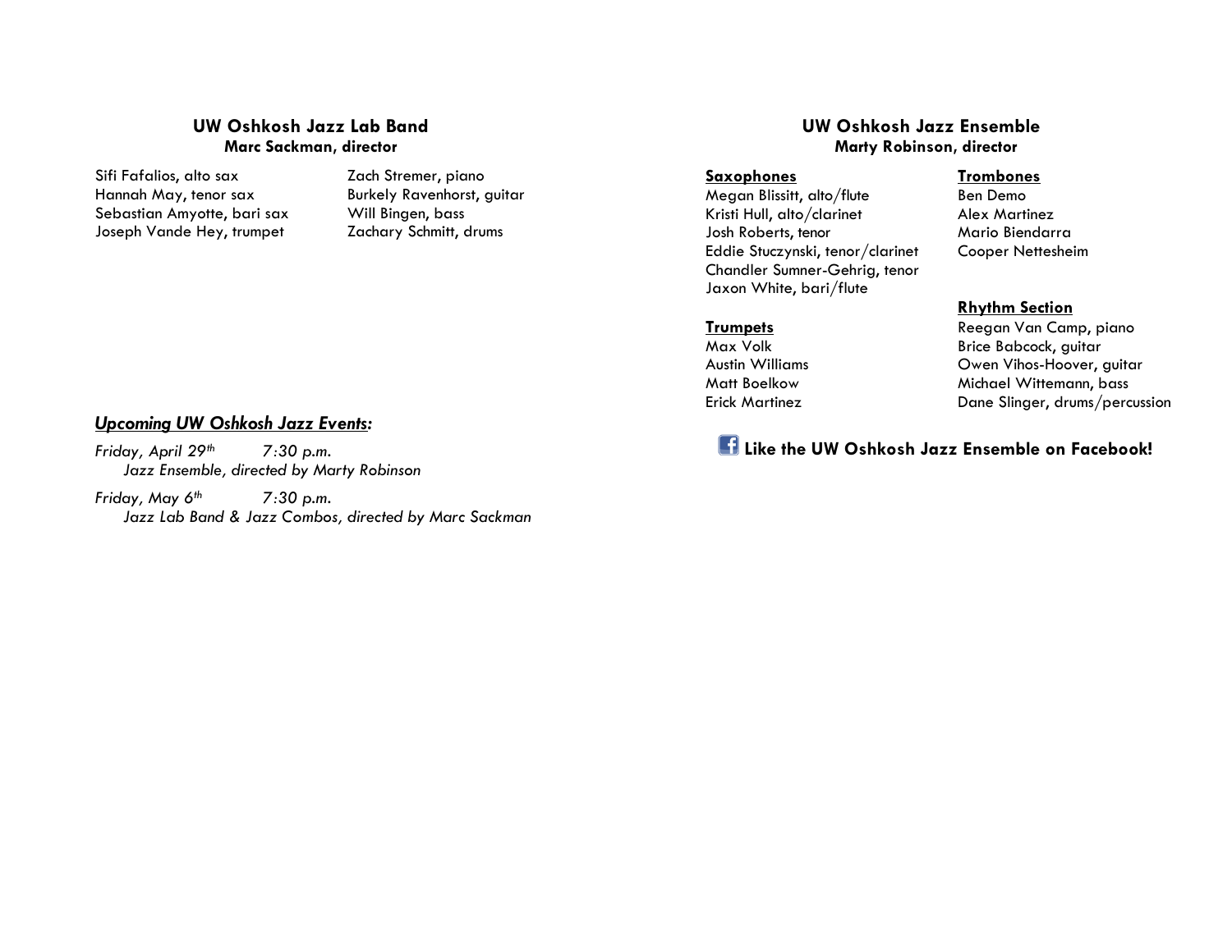## UW Oshkosh Jazz Lab Band

**Marc Sackman, director**

Sifi Fafalios, alto sax
Hannah May, tenor sax
Sebastian Amyotte, bari sax
Joseph Vande Hey, trumpet
Zach Stremer, piano
Burkely Ravenhorst, guitar
Will Bingen, bass
Zachary Schmitt, drums

### ***Upcoming UW Oshkosh Jazz Events:***

*Friday, April 29th 7:30 p.m.*
*Jazz Ensemble, directed by Marty Robinson*

*Friday, May 6th 7:30 p.m.*
*Jazz Lab Band & Jazz Combos, directed by Marc Sackman*

## UW Oshkosh Jazz Ensemble

**Marty Robinson, director**

**Saxophones**

Megan Blissitt, alto/flute
Kristi Hull, alto/clarinet
Josh Roberts, tenor
Eddie Stuczynski, tenor/clarinet
Chandler Sumner-Gehrig, tenor
Jaxon White, bari/flute

**Trumpets**

Max Volk
Austin Williams
Matt Boelkow
Erick Martinez

**Trombones**

Ben Demo
Alex Martinez
Mario Biendarra
Cooper Nettesheim

**Rhythm Section**

Reegan Van Camp, piano
Brice Babcock, guitar
Owen Vihos-Hoover, guitar
Michael Wittemann, bass
Dane Slinger, drums/percussion

**Like the UW Oshkosh Jazz Ensemble on Facebook!**